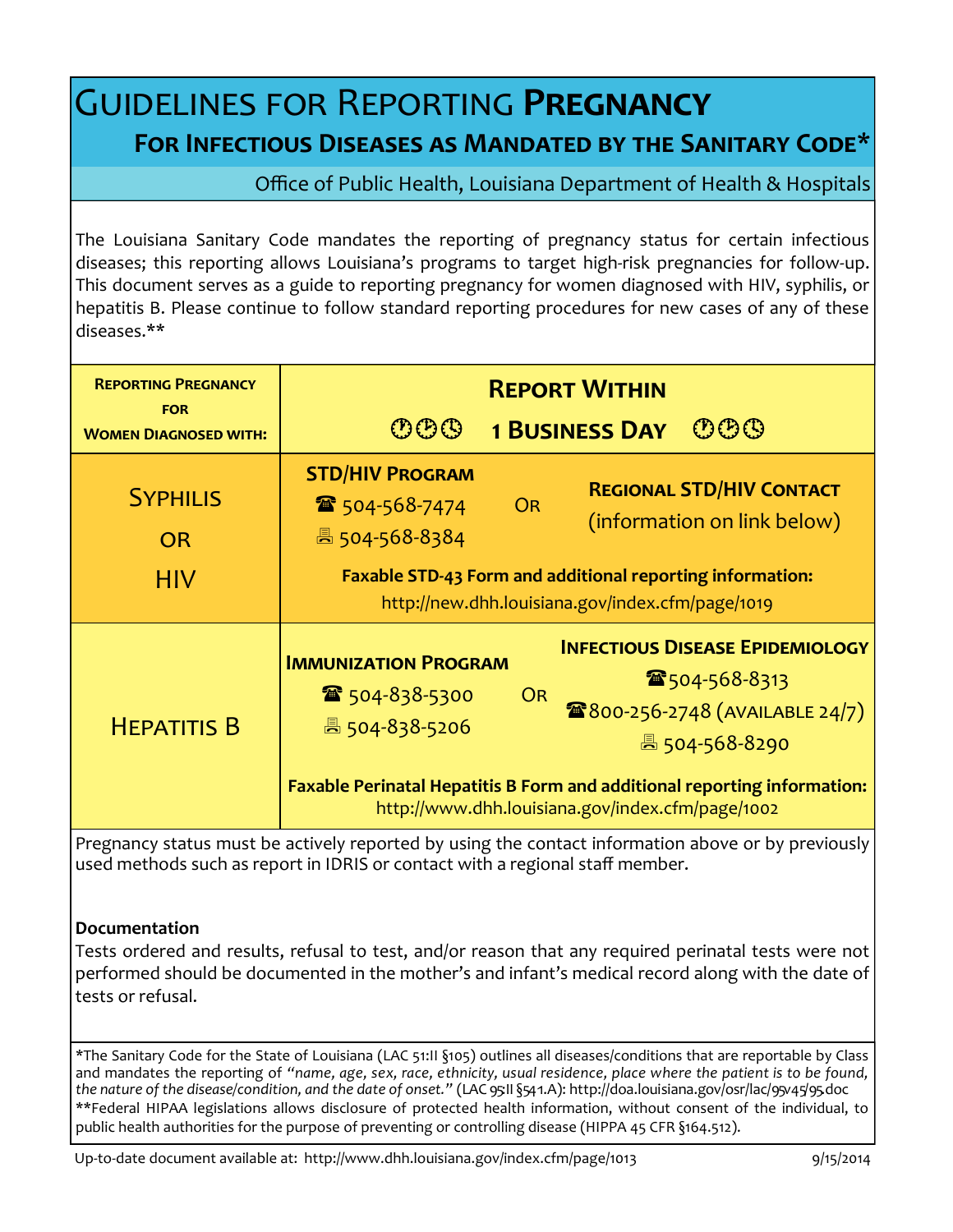# GUIDELINES FOR REPORTING PREGNANCY

## FOR INFECTIOUS DISEASES AS MANDATED BY THE SANITARY CODE*

Office of Public Health, Louisiana Department of Health & Hospitals

The Louisiana Sanitary Code mandates the reporting of pregnancy status for certain infectious diseases; this reporting allows Louisiana's programs to target high-risk pregnancies for follow-up. This document serves as a guide to reporting pregnancy for women diagnosed with HIV, syphilis, or hepatitis B. Please continue to follow standard reporting procedures for new cases of any of these diseases.**

| REPORTING PREGNANCY FOR WOMEN DIAGNOSED WITH: | REPORT WITHIN 1 BUSINESS DAY |
|---|---|
| SYPHILIS OR HIV | **STD/HIV PROGRAM** ☎ 504-568-7474, Fax 504-568-8384 OR **REGIONAL STD/HIV CONTACT** (information on link below)<br>**Faxable STD-43 Form and additional reporting information:** http://new.dhh.louisiana.gov/index.cfm/page/1019 |
| HEPATITIS B | **IMMUNIZATION PROGRAM** ☎ 504-838-5300, Fax 504-838-5206 OR **INFECTIOUS DISEASE EPIDEMIOLOGY** ☎ 504-568-8313, ☎ 800-256-2748 (AVAILABLE 24/7), Fax 504-568-8290<br>**Faxable Perinatal Hepatitis B Form and additional reporting information:** http://www.dhh.louisiana.gov/index.cfm/page/1002 |

Pregnancy status must be actively reported by using the contact information above or by previously used methods such as report in IDRIS or contact with a regional staff member.

**Documentation**

Tests ordered and results, refusal to test, and/or reason that any required perinatal tests were not performed should be documented in the mother's and infant's medical record along with the date of tests or refusal.

*The Sanitary Code for the State of Louisiana (LAC 51:II §105) outlines all diseases/conditions that are reportable by Class and mandates the reporting of *"name, age, sex, race, ethnicity, usual residence, place where the patient is to be found, the nature of the disease/condition, and the date of onset."* (LAC 95:II §541.A): http://doa.louisiana.gov/osr/lac/95v45/95.doc

**Federal HIPAA legislations allows disclosure of protected health information, without consent of the individual, to public health authorities for the purpose of preventing or controlling disease (HIPPA 45 CFR §164.512).

Up-to-date document available at: http://www.dhh.louisiana.gov/index.cfm/page/1013 9/15/2014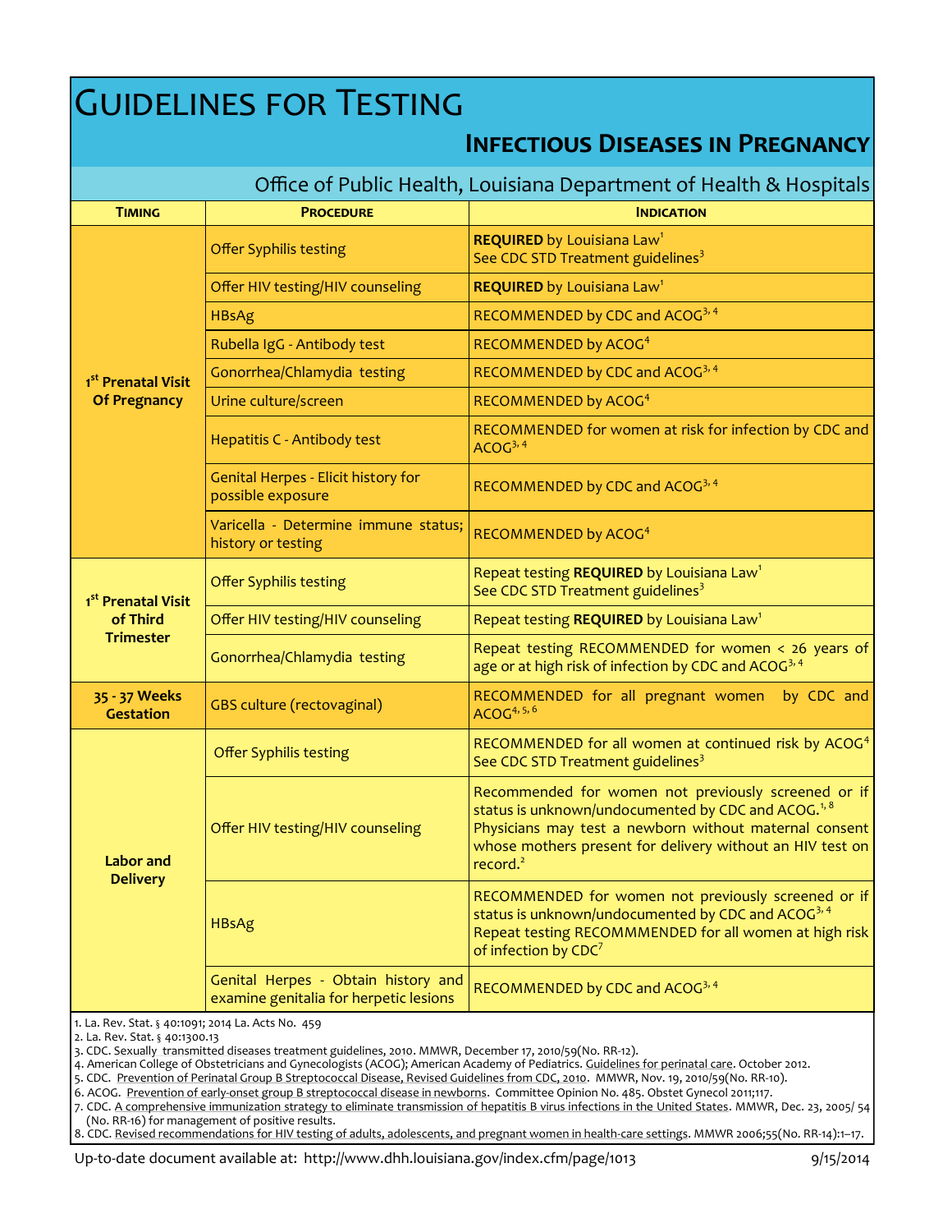# Guidelines for Testing

## Infectious Diseases in Pregnancy

### Office of Public Health, Louisiana Department of Health & Hospitals

| Timing | Procedure | Indication |
|---|---|---|
| 1st Prenatal Visit Of Pregnancy | Offer Syphilis testing | **REQUIRED** by Louisiana Law[1]<br>See CDC STD Treatment guidelines[3] |
| | Offer HIV testing/HIV counseling | **REQUIRED** by Louisiana Law[1] |
| | HBsAg | RECOMMENDED by CDC and ACOG[3, 4] |
| | Rubella IgG - Antibody test | RECOMMENDED by ACOG[4] |
| | Gonorrhea/Chlamydia testing | RECOMMENDED by CDC and ACOG[3, 4] |
| | Urine culture/screen | RECOMMENDED by ACOG[4] |
| | Hepatitis C - Antibody test | RECOMMENDED for women at risk for infection by CDC and ACOG[3, 4] |
| | Genital Herpes - Elicit history for possible exposure | RECOMMENDED by CDC and ACOG[3, 4] |
| | Varicella - Determine immune status; history or testing | RECOMMENDED by ACOG[4] |
| 1st Prenatal Visit of Third Trimester | Offer Syphilis testing | Repeat testing **REQUIRED** by Louisiana Law[1]<br>See CDC STD Treatment guidelines[3] |
| | Offer HIV testing/HIV counseling | Repeat testing **REQUIRED** by Louisiana Law[1] |
| | Gonorrhea/Chlamydia testing | Repeat testing RECOMMENDED for women < 26 years of age or at high risk of infection by CDC and ACOG[3, 4] |
| 35 - 37 Weeks Gestation | GBS culture (rectovaginal) | RECOMMENDED for all pregnant women by CDC and ACOG[4, 5, 6] |
| Labor and Delivery | Offer Syphilis testing | RECOMMENDED for all women at continued risk by ACOG[4]<br>See CDC STD Treatment guidelines[3] |
| | Offer HIV testing/HIV counseling | Recommended for women not previously screened or if status is unknown/undocumented by CDC and ACOG.[1, 8]<br>Physicians may test a newborn without maternal consent whose mothers present for delivery without an HIV test on record.[2] |
| | HBsAg | RECOMMENDED for women not previously screened or if status is unknown/undocumented by CDC and ACOG[3, 4]<br>Repeat testing RECOMMMENDED for all women at high risk of infection by CDC[7] |
| | Genital Herpes - Obtain history and examine genitalia for herpetic lesions | RECOMMENDED by CDC and ACOG[3, 4] |

1. La. Rev. Stat. § 40:1091; 2014 La. Acts No. 459
2. La. Rev. Stat. § 40:1300.13
3. CDC. Sexually transmitted diseases treatment guidelines, 2010. MMWR, December 17, 2010/59(No. RR-12).
4. American College of Obstetricians and Gynecologists (ACOG); American Academy of Pediatrics. Guidelines for perinatal care. October 2012.
5. CDC. Prevention of Perinatal Group B Streptococcal Disease, Revised Guidelines from CDC, 2010. MMWR, Nov. 19, 2010/59(No. RR-10).
6. ACOG. Prevention of early-onset group B streptococcal disease in newborns. Committee Opinion No. 485. Obstet Gynecol 2011;117.
7. CDC. A comprehensive immunization strategy to eliminate transmission of hepatitis B virus infections in the United States. MMWR, Dec. 23, 2005/ 54 (No. RR-16) for management of positive results.
8. CDC. Revised recommendations for HIV testing of adults, adolescents, and pregnant women in health-care settings. MMWR 2006;55(No. RR-14):1–17.

Up-to-date document available at: http://www.dhh.louisiana.gov/index.cfm/page/1013 9/15/2014